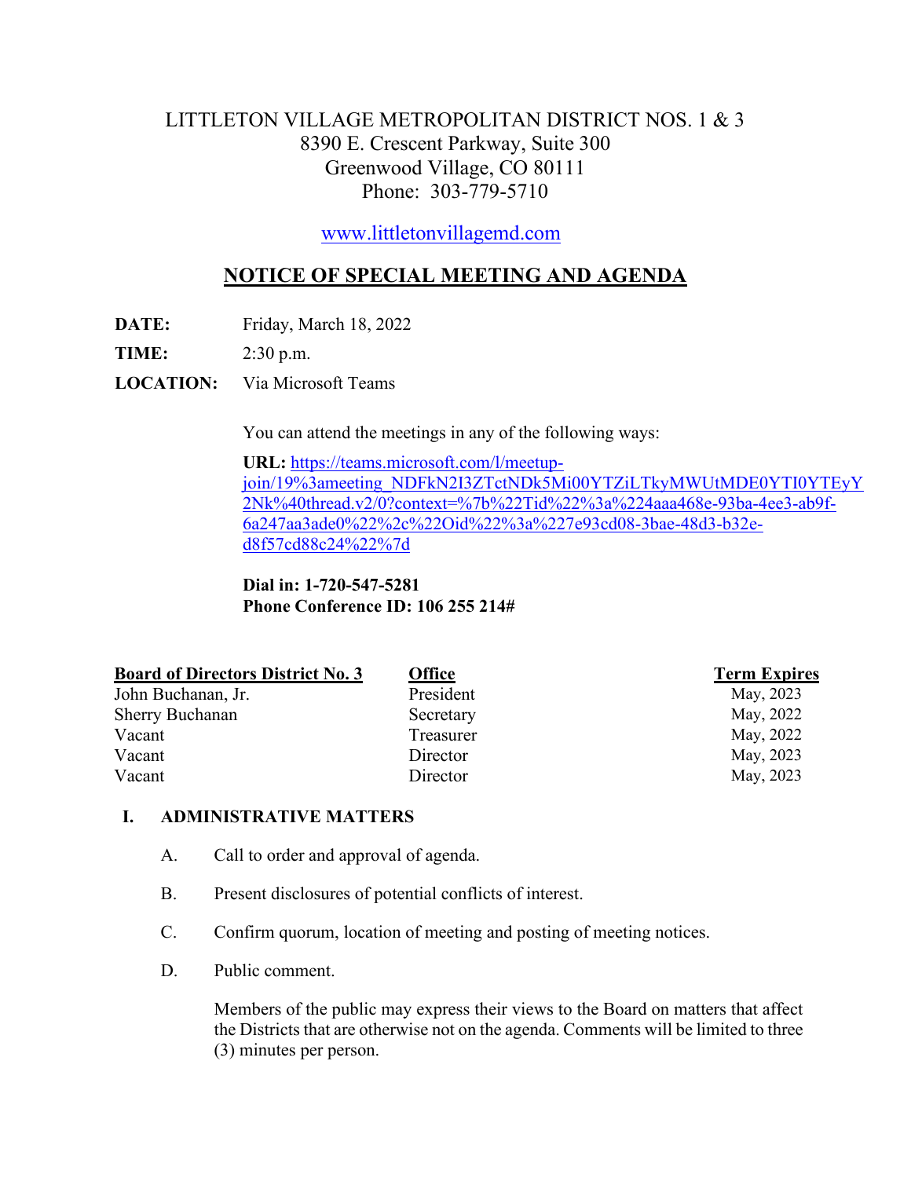# LITTLETON VILLAGE METROPOLITAN DISTRICT NOS. 1 & 3

8390 E. Crescent Parkway, Suite 300
Greenwood Village, CO 80111
Phone: 303-779-5710

www.littletonvillagemd.com

## NOTICE OF SPECIAL MEETING AND AGENDA

**DATE:** Friday, March 18, 2022

**TIME:** 2:30 p.m.

**LOCATION:** Via Microsoft Teams

You can attend the meetings in any of the following ways:

**URL:** https://teams.microsoft.com/l/meetup-join/19%3ameeting_NDFkN2I3ZTctNDk5Mi00YTZiLTkyMWUtMDE0YTI0YTEyY2Nk%40thread.v2/0?context=%7b%22Tid%22%3a%224aaa468e-93ba-4ee3-ab9f-6a247aa3ade0%22%2c%22Oid%22%3a%227e93cd08-3bae-48d3-b32e-d8f57cd88c24%22%7d

**Dial in: 1-720-547-5281**
**Phone Conference ID: 106 255 214#**

| Board of Directors District No. 3 | Office | Term Expires |
|---|---|---|
| John Buchanan, Jr. | President | May, 2023 |
| Sherry Buchanan | Secretary | May, 2022 |
| Vacant | Treasurer | May, 2022 |
| Vacant | Director | May, 2023 |
| Vacant | Director | May, 2023 |

### I. ADMINISTRATIVE MATTERS

A. Call to order and approval of agenda.

B. Present disclosures of potential conflicts of interest.

C. Confirm quorum, location of meeting and posting of meeting notices.

D. Public comment.

Members of the public may express their views to the Board on matters that affect the Districts that are otherwise not on the agenda. Comments will be limited to three (3) minutes per person.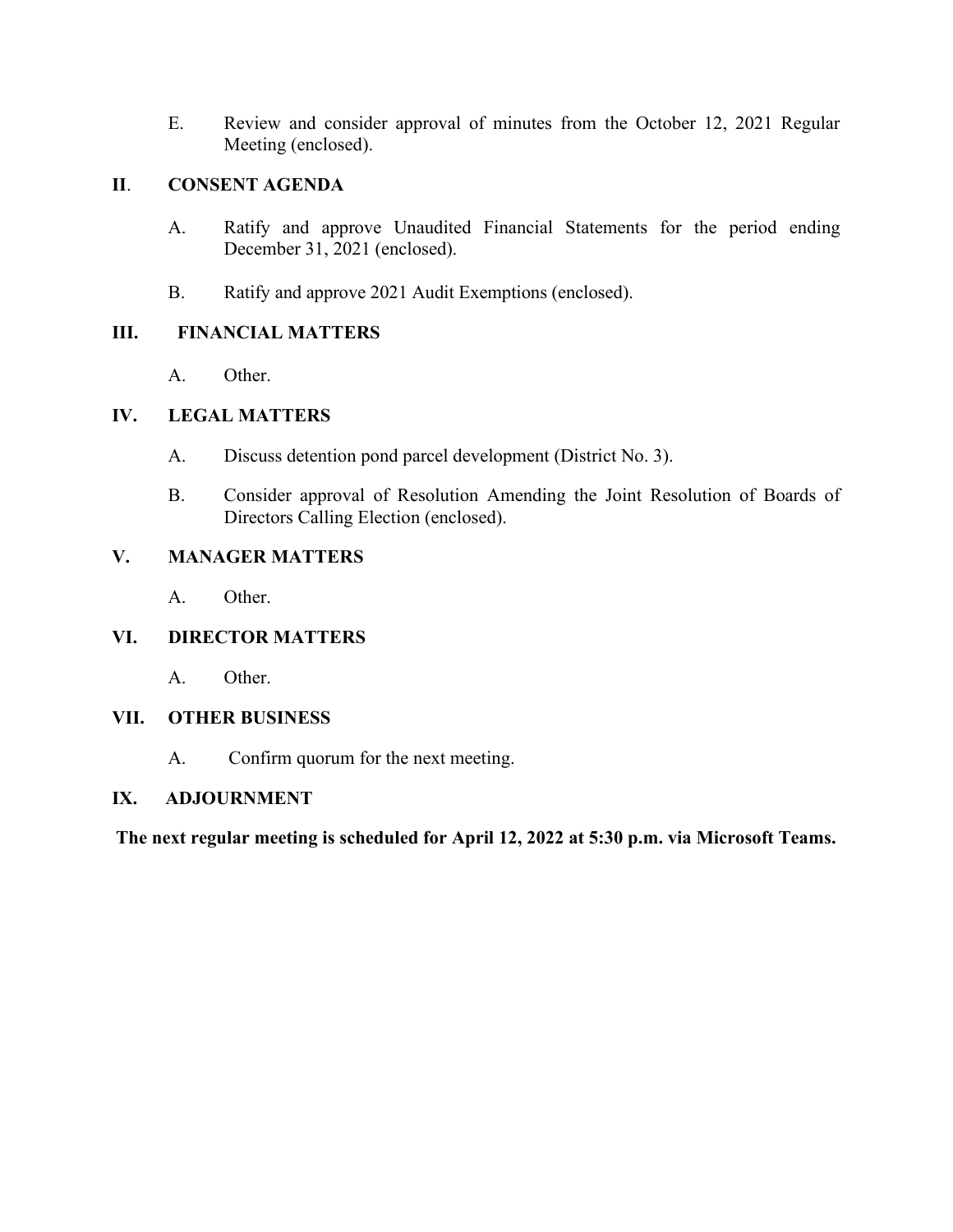E. Review and consider approval of minutes from the October 12, 2021 Regular Meeting (enclosed).

**II. CONSENT AGENDA**

A. Ratify and approve Unaudited Financial Statements for the period ending December 31, 2021 (enclosed).

B. Ratify and approve 2021 Audit Exemptions (enclosed).

**III. FINANCIAL MATTERS**

A. Other.

**IV. LEGAL MATTERS**

A. Discuss detention pond parcel development (District No. 3).

B. Consider approval of Resolution Amending the Joint Resolution of Boards of Directors Calling Election (enclosed).

**V. MANAGER MATTERS**

A. Other.

**VI. DIRECTOR MATTERS**

A. Other.

**VII. OTHER BUSINESS**

A. Confirm quorum for the next meeting.

**IX. ADJOURNMENT**

**The next regular meeting is scheduled for April 12, 2022 at 5:30 p.m. via Microsoft Teams.**